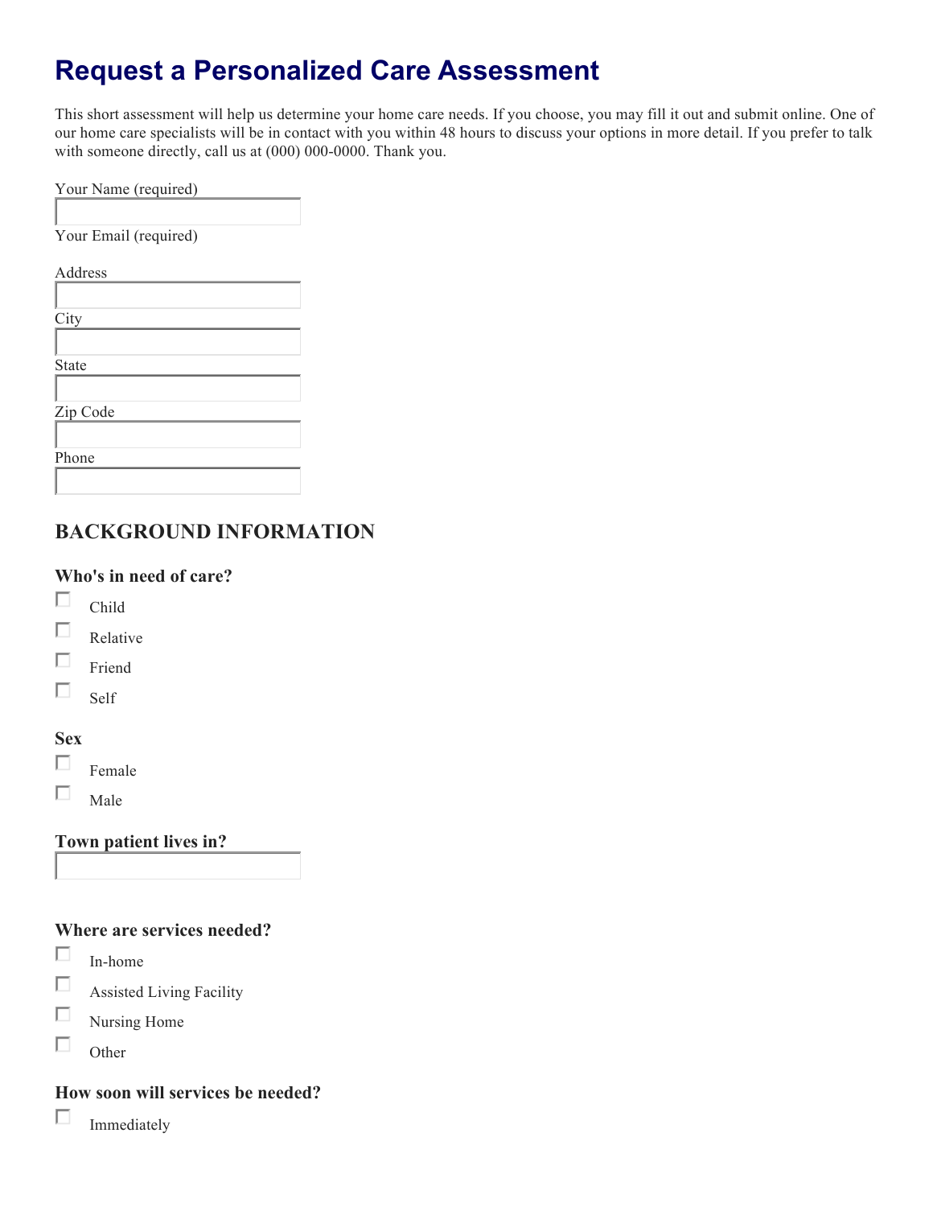# Request a Personalized Care Assessment

This short assessment will help us determine your home care needs. If you choose, you may fill it out and submit online. One of our home care specialists will be in contact with you within 48 hours to discuss your options in more detail. If you prefer to talk with someone directly, call us at (000) 000-0000. Thank you.

Your Name (required)

Your Email (required)

Address

City

State

Zip Code

Phone

## BACKGROUND INFORMATION

### Who's in need of care?

- [ ] Child
- [ ] Relative
- [ ] Friend
- [ ] Self

### Sex

- [ ] Female
- [ ] Male

### Town patient lives in?

### Where are services needed?

- [ ] In-home
- [ ] Assisted Living Facility
- [ ] Nursing Home
- [ ] Other

### How soon will services be needed?

- [ ] Immediately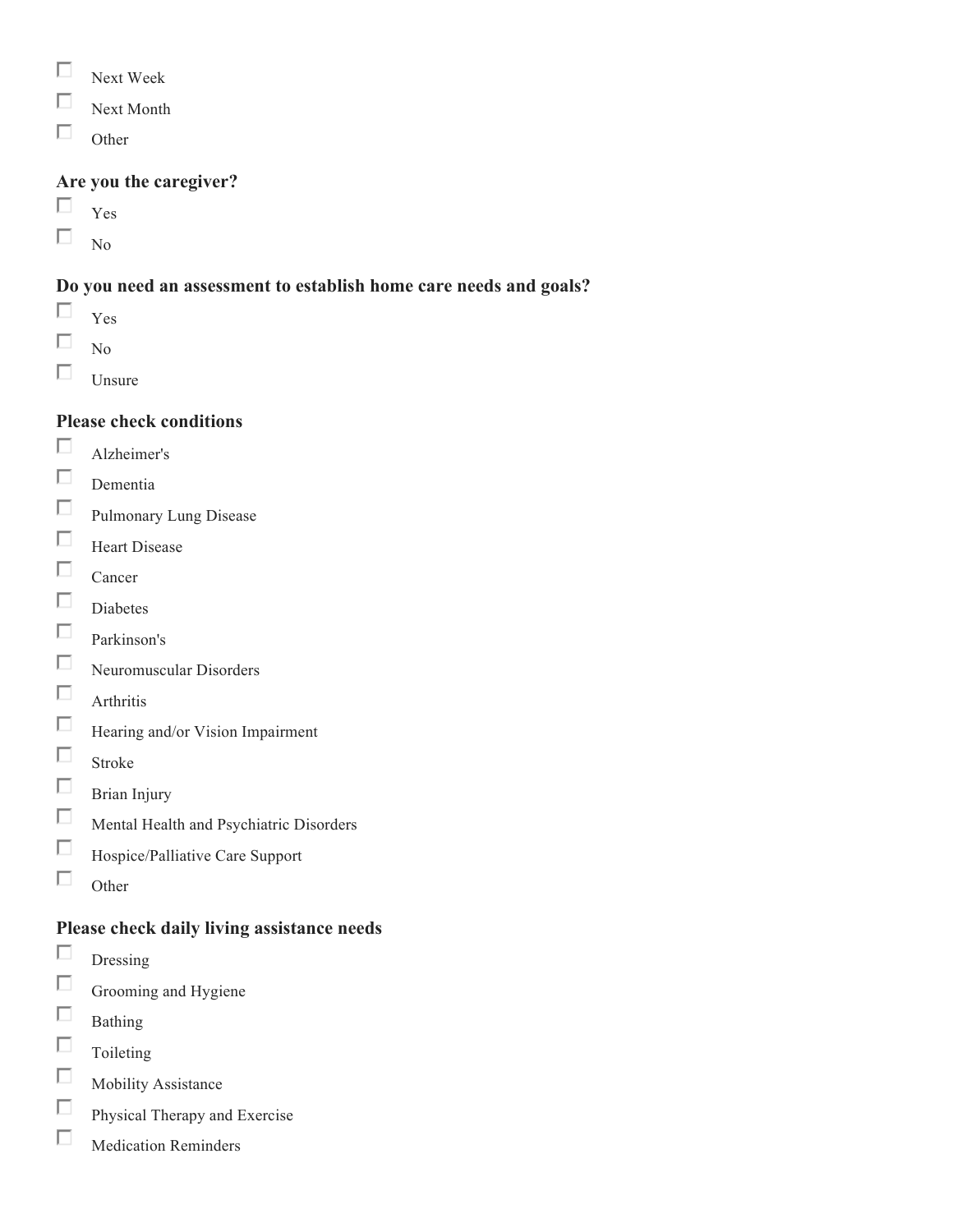- [ ] Next Week
- [ ] Next Month
- [ ] Other

### Are you the caregiver?

- [ ] Yes
- [ ] No

### Do you need an assessment to establish home care needs and goals?

- [ ] Yes
- [ ] No
- [ ] Unsure

### Please check conditions

- [ ] Alzheimer's
- [ ] Dementia
- [ ] Pulmonary Lung Disease
- [ ] Heart Disease
- [ ] Cancer
- [ ] Diabetes
- [ ] Parkinson's
- [ ] Neuromuscular Disorders
- [ ] Arthritis
- [ ] Hearing and/or Vision Impairment
- [ ] Stroke
- [ ] Brian Injury
- [ ] Mental Health and Psychiatric Disorders
- [ ] Hospice/Palliative Care Support
- [ ] Other

### Please check daily living assistance needs

- [ ] Dressing
- [ ] Grooming and Hygiene
- [ ] Bathing
- [ ] Toileting
- [ ] Mobility Assistance
- [ ] Physical Therapy and Exercise
- [ ] Medication Reminders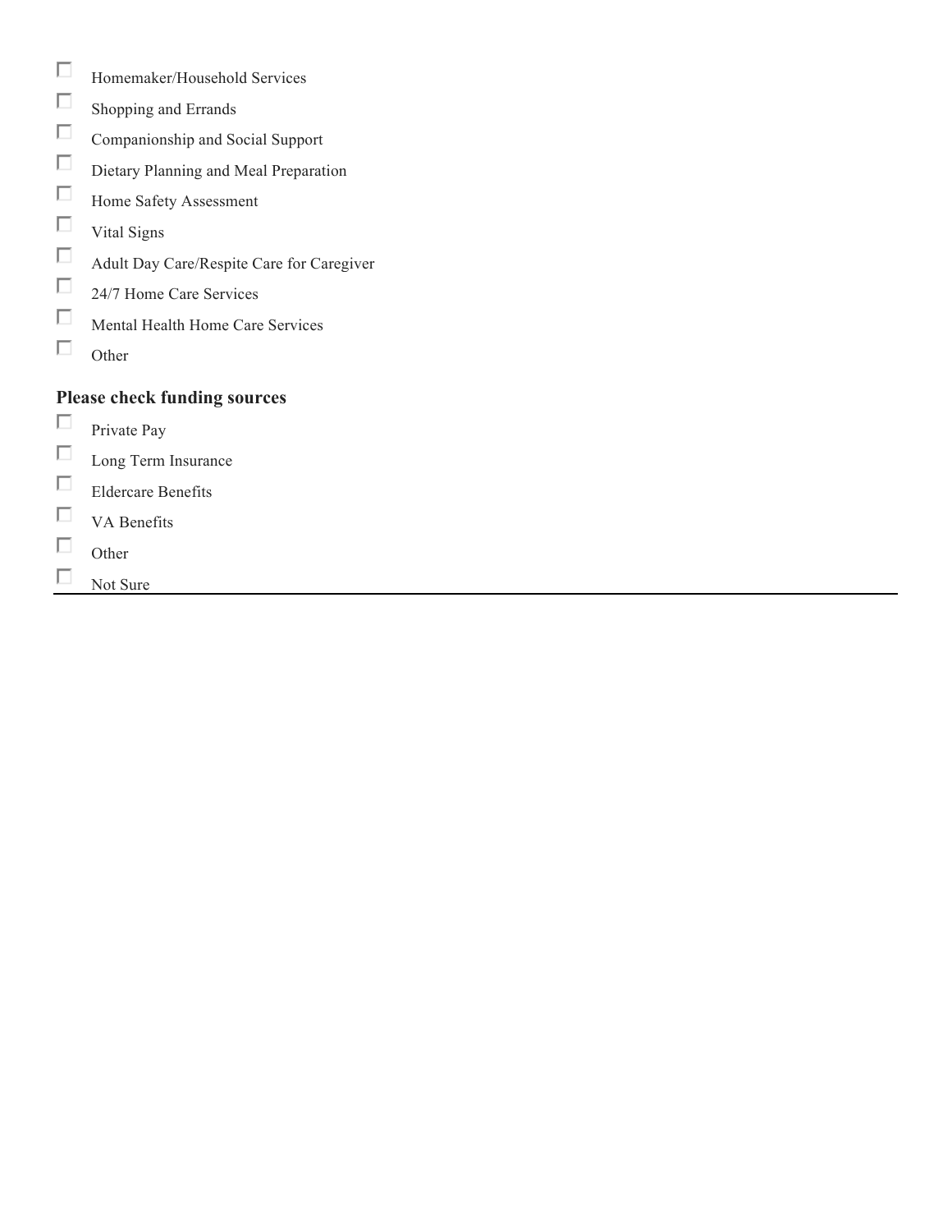- [ ] Homemaker/Household Services
- [ ] Shopping and Errands
- [ ] Companionship and Social Support
- [ ] Dietary Planning and Meal Preparation
- [ ] Home Safety Assessment
- [ ] Vital Signs
- [ ] Adult Day Care/Respite Care for Caregiver
- [ ] 24/7 Home Care Services
- [ ] Mental Health Home Care Services
- [ ] Other

**Please check funding sources**

- [ ] Private Pay
- [ ] Long Term Insurance
- [ ] Eldercare Benefits
- [ ] VA Benefits
- [ ] Other
- [ ] Not Sure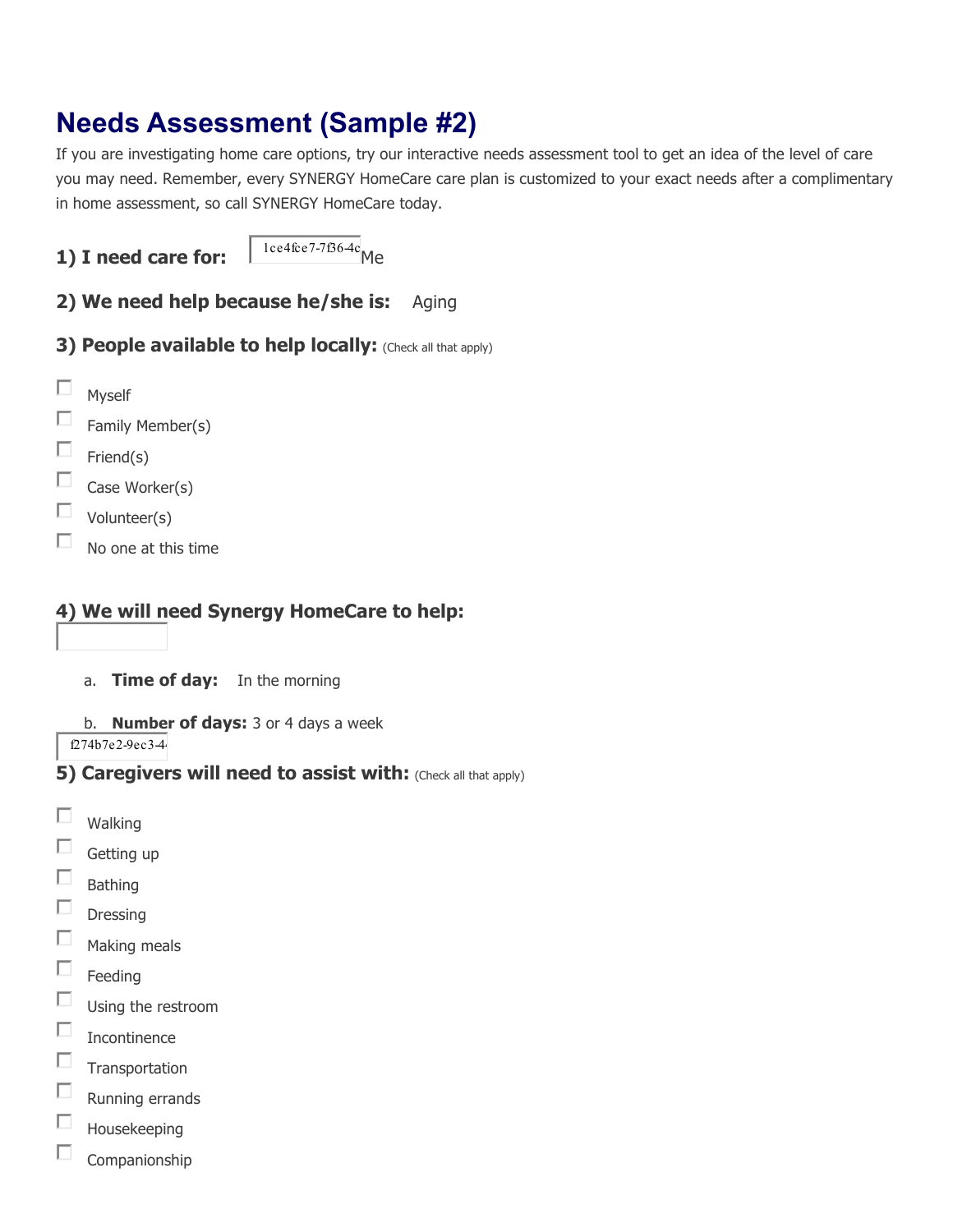# Needs Assessment (Sample #2)

If you are investigating home care options, try our interactive needs assessment tool to get an idea of the level of care you may need. Remember, every SYNERGY HomeCare care plan is customized to your exact needs after a complimentary in home assessment, so call SYNERGY HomeCare today.

**1) I need care for:** Me

**2) We need help because he/she is:** Aging

**3) People available to help locally:** (Check all that apply)

- ☐ Myself
- ☐ Family Member(s)
- ☐ Friend(s)
- ☐ Case Worker(s)
- ☐ Volunteer(s)
- ☐ No one at this time

**4) We will need Synergy HomeCare to help:**

a. **Time of day:** In the morning

b. **Number of days:** 3 or 4 days a week

**5) Caregivers will need to assist with:** (Check all that apply)

- ☐ Walking
- ☐ Getting up
- ☐ Bathing
- ☐ Dressing
- ☐ Making meals
- ☐ Feeding
- ☐ Using the restroom
- ☐ Incontinence
- ☐ Transportation
- ☐ Running errands
- ☐ Housekeeping
- ☐ Companionship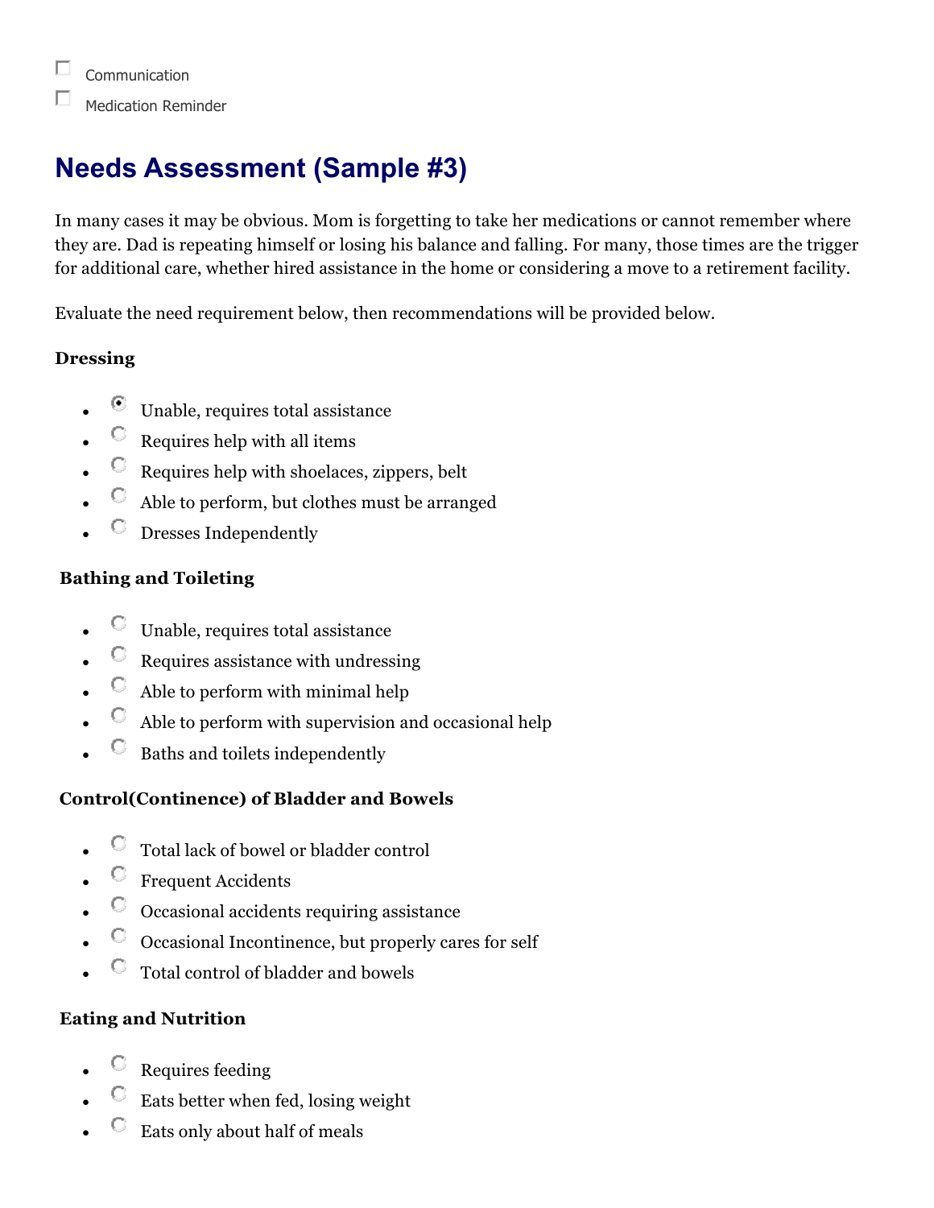- [ ] Communication
- [ ] Medication Reminder

# Needs Assessment (Sample #3)

In many cases it may be obvious. Mom is forgetting to take her medications or cannot remember where they are. Dad is repeating himself or losing his balance and falling. For many, those times are the trigger for additional care, whether hired assistance in the home or considering a move to a retirement facility.

Evaluate the need requirement below, then recommendations will be provided below.

### Dressing

- (•) Unable, requires total assistance
- ( ) Requires help with all items
- ( ) Requires help with shoelaces, zippers, belt
- ( ) Able to perform, but clothes must be arranged
- ( ) Dresses Independently

### Bathing and Toileting

- ( ) Unable, requires total assistance
- ( ) Requires assistance with undressing
- ( ) Able to perform with minimal help
- ( ) Able to perform with supervision and occasional help
- ( ) Baths and toilets independently

### Control(Continence) of Bladder and Bowels

- ( ) Total lack of bowel or bladder control
- ( ) Frequent Accidents
- ( ) Occasional accidents requiring assistance
- ( ) Occasional Incontinence, but properly cares for self
- ( ) Total control of bladder and bowels

### Eating and Nutrition

- ( ) Requires feeding
- ( ) Eats better when fed, losing weight
- ( ) Eats only about half of meals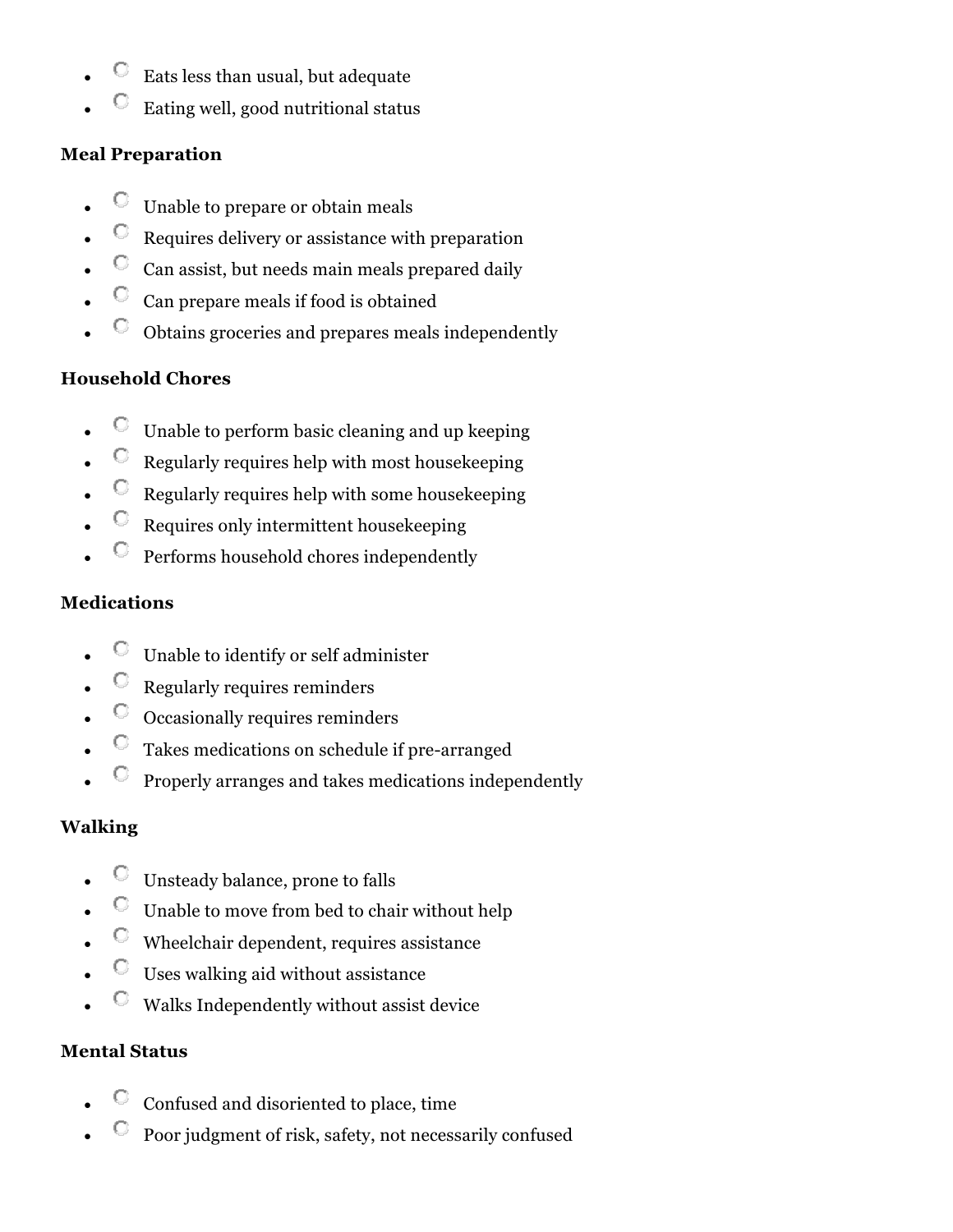- Eats less than usual, but adequate
- Eating well, good nutritional status

**Meal Preparation**

- Unable to prepare or obtain meals
- Requires delivery or assistance with preparation
- Can assist, but needs main meals prepared daily
- Can prepare meals if food is obtained
- Obtains groceries and prepares meals independently

**Household Chores**

- Unable to perform basic cleaning and up keeping
- Regularly requires help with most housekeeping
- Regularly requires help with some housekeeping
- Requires only intermittent housekeeping
- Performs household chores independently

**Medications**

- Unable to identify or self administer
- Regularly requires reminders
- Occasionally requires reminders
- Takes medications on schedule if pre-arranged
- Properly arranges and takes medications independently

**Walking**

- Unsteady balance, prone to falls
- Unable to move from bed to chair without help
- Wheelchair dependent, requires assistance
- Uses walking aid without assistance
- Walks Independently without assist device

**Mental Status**

- Confused and disoriented to place, time
- Poor judgment of risk, safety, not necessarily confused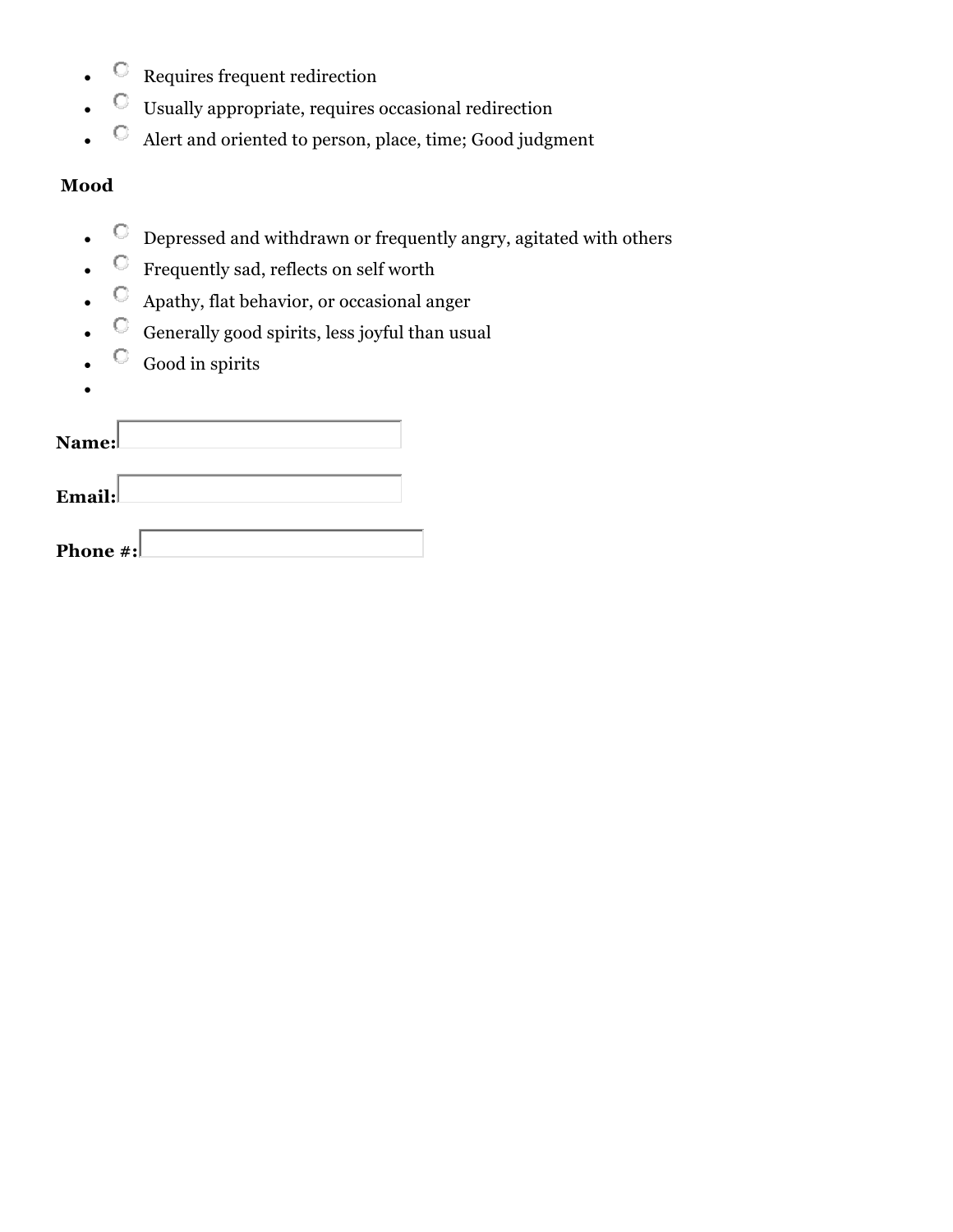- Requires frequent redirection
- Usually appropriate, requires occasional redirection
- Alert and oriented to person, place, time; Good judgment

**Mood**

- Depressed and withdrawn or frequently angry, agitated with others
- Frequently sad, reflects on self worth
- Apathy, flat behavior, or occasional anger
- Generally good spirits, less joyful than usual
- Good in spirits
- 

**Name:**

**Email:**

**Phone #:**